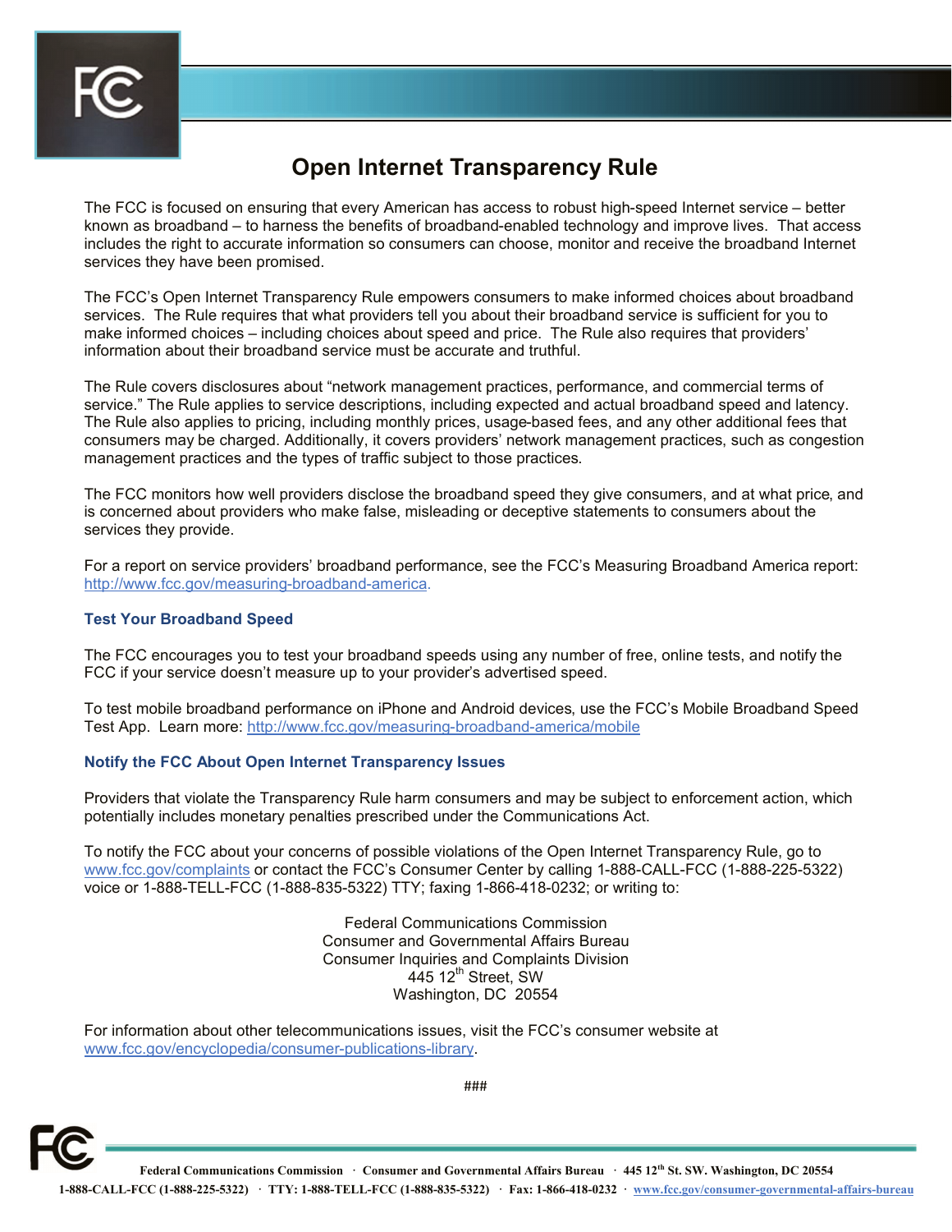# Open Internet Transparency Rule

The FCC is focused on ensuring that every American has access to robust high-speed Internet service – better known as broadband – to harness the benefits of broadband-enabled technology and improve lives. That access includes the right to accurate information so consumers can choose, monitor and receive the broadband Internet services they have been promised.

The FCC's Open Internet Transparency Rule empowers consumers to make informed choices about broadband services. The Rule requires that what providers tell you about their broadband service is sufficient for you to make informed choices – including choices about speed and price. The Rule also requires that providers' information about their broadband service must be accurate and truthful.

The Rule covers disclosures about "network management practices, performance, and commercial terms of service." The Rule applies to service descriptions, including expected and actual broadband speed and latency. The Rule also applies to pricing, including monthly prices, usage-based fees, and any other additional fees that consumers may be charged. Additionally, it covers providers' network management practices, such as congestion management practices and the types of traffic subject to those practices.

The FCC monitors how well providers disclose the broadband speed they give consumers, and at what price, and is concerned about providers who make false, misleading or deceptive statements to consumers about the services they provide.

For a report on service providers' broadband performance, see the FCC's Measuring Broadband America report: http://www.fcc.gov/measuring-broadband-america.

### Test Your Broadband Speed

The FCC encourages you to test your broadband speeds using any number of free, online tests, and notify the FCC if your service doesn't measure up to your provider's advertised speed.

To test mobile broadband performance on iPhone and Android devices, use the FCC's Mobile Broadband Speed Test App. Learn more: http://www.fcc.gov/measuring-broadband-america/mobile

### Notify the FCC About Open Internet Transparency Issues

Providers that violate the Transparency Rule harm consumers and may be subject to enforcement action, which potentially includes monetary penalties prescribed under the Communications Act.

To notify the FCC about your concerns of possible violations of the Open Internet Transparency Rule, go to www.fcc.gov/complaints or contact the FCC's Consumer Center by calling 1-888-CALL-FCC (1-888-225-5322) voice or 1-888-TELL-FCC (1-888-835-5322) TTY; faxing 1-866-418-0232; or writing to:

Federal Communications Commission
Consumer and Governmental Affairs Bureau
Consumer Inquiries and Complaints Division
445 12th Street, SW
Washington, DC 20554

For information about other telecommunications issues, visit the FCC's consumer website at www.fcc.gov/encyclopedia/consumer-publications-library.

###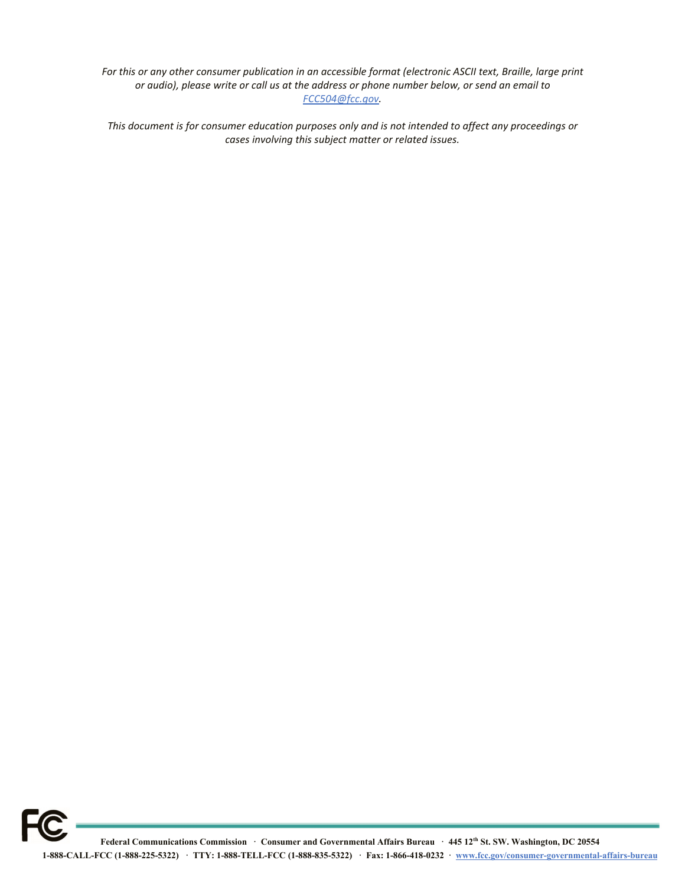*For this or any other consumer publication in an accessible format (electronic ASCII text, Braille, large print or audio), please write or call us at the address or phone number below, or send an email to [FCC504@fcc.gov](mailto:FCC504@fcc.gov).*

*This document is for consumer education purposes only and is not intended to affect any proceedings or cases involving this subject matter or related issues.*